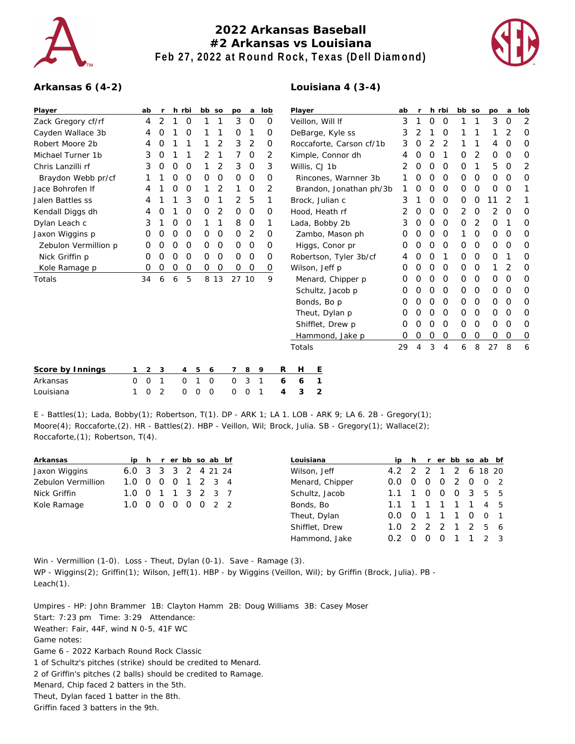# 2022 Arkansas Baseball
## #2 Arkansas vs Louisiana
### Feb 27, 2022 at Round Rock, Texas (Dell Diamond)

## Arkansas 6 (4-2)

| Player | ab | r | h | rbi | bb | so | po | a | lob |
|---|---|---|---|---|---|---|---|---|---|
| Zack Gregory cf/rf | 4 | 2 | 1 | 0 | 1 | 1 | 3 | 0 | 0 |
| Cayden Wallace 3b | 4 | 0 | 1 | 0 | 1 | 1 | 0 | 1 | 0 |
| Robert Moore 2b | 4 | 0 | 1 | 1 | 1 | 2 | 3 | 2 | 0 |
| Michael Turner 1b | 3 | 0 | 1 | 1 | 2 | 1 | 7 | 0 | 2 |
| Chris Lanzilli rf | 3 | 0 | 0 | 0 | 1 | 2 | 3 | 0 | 3 |
| Braydon Webb pr/cf | 1 | 1 | 0 | 0 | 0 | 0 | 0 | 0 | 0 |
| Jace Bohrofen lf | 4 | 1 | 0 | 0 | 1 | 2 | 1 | 0 | 2 |
| Jalen Battles ss | 4 | 1 | 1 | 3 | 0 | 1 | 2 | 5 | 1 |
| Kendall Diggs dh | 4 | 0 | 1 | 0 | 0 | 2 | 0 | 0 | 0 |
| Dylan Leach c | 3 | 1 | 0 | 0 | 1 | 1 | 8 | 0 | 1 |
| Jaxon Wiggins p | 0 | 0 | 0 | 0 | 0 | 0 | 0 | 2 | 0 |
| Zebulon Vermillion p | 0 | 0 | 0 | 0 | 0 | 0 | 0 | 0 | 0 |
| Nick Griffin p | 0 | 0 | 0 | 0 | 0 | 0 | 0 | 0 | 0 |
| Kole Ramage p | 0 | 0 | 0 | 0 | 0 | 0 | 0 | 0 | 0 |
| Totals | 34 | 6 | 6 | 5 | 8 | 13 | 27 | 10 | 9 |

## Louisiana 4 (3-4)

| Player | ab | r | h | rbi | bb | so | po | a | lob |
|---|---|---|---|---|---|---|---|---|---|
| Veillon, Will lf | 3 | 1 | 0 | 0 | 1 | 1 | 3 | 0 | 2 |
| DeBarge, Kyle ss | 3 | 2 | 1 | 0 | 1 | 1 | 1 | 2 | 0 |
| Roccaforte, Carson cf/1b | 3 | 0 | 2 | 2 | 1 | 1 | 4 | 0 | 0 |
| Kimple, Connor dh | 4 | 0 | 0 | 1 | 0 | 2 | 0 | 0 | 0 |
| Willis, CJ 1b | 2 | 0 | 0 | 0 | 0 | 1 | 5 | 0 | 2 |
| Rincones, Warnner 3b | 1 | 0 | 0 | 0 | 0 | 0 | 0 | 0 | 0 |
| Brandon, Jonathan ph/3b | 1 | 0 | 0 | 0 | 0 | 0 | 0 | 0 | 1 |
| Brock, Julian c | 3 | 1 | 0 | 0 | 0 | 0 | 11 | 2 | 1 |
| Hood, Heath rf | 2 | 0 | 0 | 0 | 2 | 0 | 2 | 0 | 0 |
| Lada, Bobby 2b | 3 | 0 | 0 | 0 | 0 | 2 | 0 | 1 | 0 |
| Zambo, Mason ph | 0 | 0 | 0 | 0 | 1 | 0 | 0 | 0 | 0 |
| Higgs, Conor pr | 0 | 0 | 0 | 0 | 0 | 0 | 0 | 0 | 0 |
| Robertson, Tyler 3b/cf | 4 | 0 | 0 | 1 | 0 | 0 | 0 | 1 | 0 |
| Wilson, Jeff p | 0 | 0 | 0 | 0 | 0 | 0 | 1 | 2 | 0 |
| Menard, Chipper p | 0 | 0 | 0 | 0 | 0 | 0 | 0 | 0 | 0 |
| Schultz, Jacob p | 0 | 0 | 0 | 0 | 0 | 0 | 0 | 0 | 0 |
| Bonds, Bo p | 0 | 0 | 0 | 0 | 0 | 0 | 0 | 0 | 0 |
| Theut, Dylan p | 0 | 0 | 0 | 0 | 0 | 0 | 0 | 0 | 0 |
| Shifflet, Drew p | 0 | 0 | 0 | 0 | 0 | 0 | 0 | 0 | 0 |
| Hammond, Jake p | 0 | 0 | 0 | 0 | 0 | 0 | 0 | 0 | 0 |
| Totals | 29 | 4 | 3 | 4 | 6 | 8 | 27 | 8 | 6 |

| Score by Innings | 1 | 2 | 3 | 4 | 5 | 6 | 7 | 8 | 9 | R | H | E |
|---|---|---|---|---|---|---|---|---|---|---|---|---|
| Arkansas | 0 | 0 | 1 | 0 | 1 | 0 | 0 | 3 | 1 | 6 | 6 | 1 |
| Louisiana | 1 | 0 | 2 | 0 | 0 | 0 | 0 | 0 | 1 | 4 | 3 | 2 |

E - Battles(1); Lada, Bobby(1); Robertson, T(1). DP - ARK 1; LA 1. LOB - ARK 9; LA 6. 2B - Gregory(1); Moore(4); Roccaforte,(2). HR - Battles(2). HBP - Veillon, Wil; Brock, Julia. SB - Gregory(1); Wallace(2); Roccaforte,(1); Robertson, T(4).

| Arkansas | ip | h | r | er | bb | so | ab | bf |
|---|---|---|---|---|---|---|---|---|
| Jaxon Wiggins | 6.0 | 3 | 3 | 3 | 2 | 4 | 21 | 24 |
| Zebulon Vermillion | 1.0 | 0 | 0 | 0 | 1 | 2 | 3 | 4 |
| Nick Griffin | 1.0 | 0 | 1 | 1 | 3 | 2 | 3 | 7 |
| Kole Ramage | 1.0 | 0 | 0 | 0 | 0 | 0 | 2 | 2 |

| Louisiana | ip | h | r | er | bb | so | ab | bf |
|---|---|---|---|---|---|---|---|---|
| Wilson, Jeff | 4.2 | 2 | 2 | 1 | 2 | 6 | 18 | 20 |
| Menard, Chipper | 0.0 | 0 | 0 | 0 | 2 | 0 | 0 | 2 |
| Schultz, Jacob | 1.1 | 1 | 0 | 0 | 0 | 3 | 5 | 5 |
| Bonds, Bo | 1.1 | 1 | 1 | 1 | 1 | 1 | 4 | 5 |
| Theut, Dylan | 0.0 | 0 | 1 | 1 | 1 | 0 | 0 | 1 |
| Shifflet, Drew | 1.0 | 2 | 2 | 2 | 1 | 2 | 5 | 6 |
| Hammond, Jake | 0.2 | 0 | 0 | 0 | 1 | 1 | 2 | 3 |

Win - Vermillion (1-0). Loss - Theut, Dylan (0-1). Save - Ramage (3).
WP - Wiggins(2); Griffin(1); Wilson, Jeff(1). HBP - by Wiggins (Veillon, Wil); by Griffin (Brock, Julia). PB - Leach(1).

Umpires - HP: John Brammer 1B: Clayton Hamm 2B: Doug Williams 3B: Casey Moser
Start: 7:23 pm Time: 3:29 Attendance:
Weather: Fair, 44F, wind N 0-5, 41F WC
Game notes:
Game 6 - 2022 Karbach Round Rock Classic
1 of Schultz's pitches (strike) should be credited to Menard.
2 of Griffin's pitches (2 balls) should be credited to Ramage.
Menard, Chip faced 2 batters in the 5th.
Theut, Dylan faced 1 batter in the 8th.
Griffin faced 3 batters in the 9th.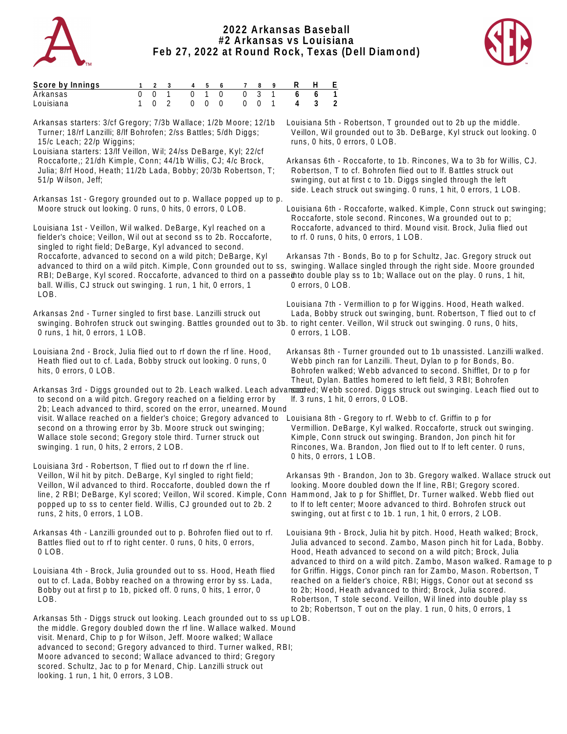# 2022 Arkansas Baseball
## #2 Arkansas vs Louisiana
## Feb 27, 2022 at Round Rock, Texas (Dell Diamond)

| Score by Innings | 1 | 2 | 3 | 4 | 5 | 6 | 7 | 8 | 9 | R | H | E |
|---|---|---|---|---|---|---|---|---|---|---|---|---|
| Arkansas | 0 | 0 | 1 | 0 | 1 | 0 | 0 | 3 | 1 | 6 | 6 | 1 |
| Louisiana | 1 | 0 | 2 | 0 | 0 | 0 | 0 | 0 | 1 | 4 | 3 | 2 |

Arkansas starters: 3/cf Gregory; 7/3b Wallace; 1/2b Moore; 12/1b Turner; 18/rf Lanzilli; 8/lf Bohrofen; 2/ss Battles; 5/dh Diggs; 15/c Leach; 22/p Wiggins;

Louisiana starters: 13/lf Veillon, Wil; 24/ss DeBarge, Kyl; 22/cf Roccaforte,; 21/dh Kimple, Conn; 44/1b Willis, CJ; 4/c Brock, Julia; 8/rf Hood, Heath; 11/2b Lada, Bobby; 20/3b Robertson, T; 51/p Wilson, Jeff;

Arkansas 1st - Gregory grounded out to p. Wallace popped up to p. Moore struck out looking. 0 runs, 0 hits, 0 errors, 0 LOB.

Louisiana 1st - Veillon, Wil walked. DeBarge, Kyl reached on a fielder's choice; Veillon, Wil out at second ss to 2b. Roccaforte, singled to right field; DeBarge, Kyl advanced to second. Roccaforte, advanced to second on a wild pitch; DeBarge, Kyl advanced to third on a wild pitch. Kimple, Conn grounded out to ss, RBI; DeBarge, Kyl scored. Roccaforte, advanced to third on a passed ball. Willis, CJ struck out swinging. 1 run, 1 hit, 0 errors, 1 LOB.

Arkansas 2nd - Turner singled to first base. Lanzilli struck out swinging. Bohrofen struck out swinging. Battles grounded out to 3b. 0 runs, 1 hit, 0 errors, 1 LOB.

Louisiana 2nd - Brock, Julia flied out to rf down the rf line. Hood, Heath flied out to cf. Lada, Bobby struck out looking. 0 runs, 0 hits, 0 errors, 0 LOB.

Arkansas 3rd - Diggs grounded out to 2b. Leach walked. Leach advanced to second on a wild pitch. Gregory reached on a fielding error by 2b; Leach advanced to third, scored on the error, unearned. Mound visit. Wallace reached on a fielder's choice; Gregory advanced to second on a throwing error by 3b. Moore struck out swinging; Wallace stole second; Gregory stole third. Turner struck out swinging. 1 run, 0 hits, 2 errors, 2 LOB.

Louisiana 3rd - Robertson, T flied out to rf down the rf line. Veillon, Wil hit by pitch. DeBarge, Kyl singled to right field; Veillon, Wil advanced to third. Roccaforte, doubled down the rf line, 2 RBI; DeBarge, Kyl scored; Veillon, Wil scored. Kimple, Conn popped up to ss to center field. Willis, CJ grounded out to 2b. 2 runs, 2 hits, 0 errors, 1 LOB.

Arkansas 4th - Lanzilli grounded out to p. Bohrofen flied out to rf. Battles flied out to rf to right center. 0 runs, 0 hits, 0 errors, 0 LOB.

Louisiana 4th - Brock, Julia grounded out to ss. Hood, Heath flied out to cf. Lada, Bobby reached on a throwing error by ss. Lada, Bobby out at first p to 1b, picked off. 0 runs, 0 hits, 1 error, 0 LOB.

Arkansas 5th - Diggs struck out looking. Leach grounded out to ss up the middle. Gregory doubled down the rf line. Wallace walked. Mound visit. Menard, Chip to p for Wilson, Jeff. Moore walked; Wallace advanced to second; Gregory advanced to third. Turner walked, RBI; Moore advanced to second; Wallace advanced to third; Gregory scored. Schultz, Jac to p for Menard, Chip. Lanzilli struck out looking. 1 run, 1 hit, 0 errors, 3 LOB.

Louisiana 5th - Robertson, T grounded out to 2b up the middle. Veillon, Wil grounded out to 3b. DeBarge, Kyl struck out looking. 0 runs, 0 hits, 0 errors, 0 LOB.

Arkansas 6th - Roccaforte, to 1b. Rincones, Wa to 3b for Willis, CJ. Robertson, T to cf. Bohrofen flied out to lf. Battles struck out swinging, out at first c to 1b. Diggs singled through the left side. Leach struck out swinging. 0 runs, 1 hit, 0 errors, 1 LOB.

Louisiana 6th - Roccaforte, walked. Kimple, Conn struck out swinging; Roccaforte, stole second. Rincones, Wa grounded out to p; Roccaforte, advanced to third. Mound visit. Brock, Julia flied out to rf. 0 runs, 0 hits, 0 errors, 1 LOB.

Arkansas 7th - Bonds, Bo to p for Schultz, Jac. Gregory struck out swinging. Wallace singled through the right side. Moore grounded into double play ss to 1b; Wallace out on the play. 0 runs, 1 hit, 0 errors, 0 LOB.

Louisiana 7th - Vermillion to p for Wiggins. Hood, Heath walked. Lada, Bobby struck out swinging, bunt. Robertson, T flied out to cf to right center. Veillon, Wil struck out swinging. 0 runs, 0 hits, 0 errors, 1 LOB.

Arkansas 8th - Turner grounded out to 1b unassisted. Lanzilli walked. Webb pinch ran for Lanzilli. Theut, Dylan to p for Bonds, Bo. Bohrofen walked; Webb advanced to second. Shifflet, Dr to p for Theut, Dylan. Battles homered to left field, 3 RBI; Bohrofen scored; Webb scored. Diggs struck out swinging. Leach flied out to lf. 3 runs, 1 hit, 0 errors, 0 LOB.

Louisiana 8th - Gregory to rf. Webb to cf. Griffin to p for Vermillion. DeBarge, Kyl walked. Roccaforte, struck out swinging. Kimple, Conn struck out swinging. Brandon, Jon pinch hit for Rincones, Wa. Brandon, Jon flied out to lf to left center. 0 runs, 0 hits, 0 errors, 1 LOB.

Arkansas 9th - Brandon, Jon to 3b. Gregory walked. Wallace struck out looking. Moore doubled down the lf line, RBI; Gregory scored. Hammond, Jak to p for Shifflet, Dr. Turner walked. Webb flied out to lf to left center; Moore advanced to third. Bohrofen struck out swinging, out at first c to 1b. 1 run, 1 hit, 0 errors, 2 LOB.

Louisiana 9th - Brock, Julia hit by pitch. Hood, Heath walked; Brock, Julia advanced to second. Zambo, Mason pinch hit for Lada, Bobby. Hood, Heath advanced to second on a wild pitch; Brock, Julia advanced to third on a wild pitch. Zambo, Mason walked. Ramage to p for Griffin. Higgs, Conor pinch ran for Zambo, Mason. Robertson, T reached on a fielder's choice, RBI; Higgs, Conor out at second ss to 2b; Hood, Heath advanced to third; Brock, Julia scored. Robertson, T stole second. Veillon, Wil lined into double play ss to 2b; Robertson, T out on the play. 1 run, 0 hits, 0 errors, 1 LOB.